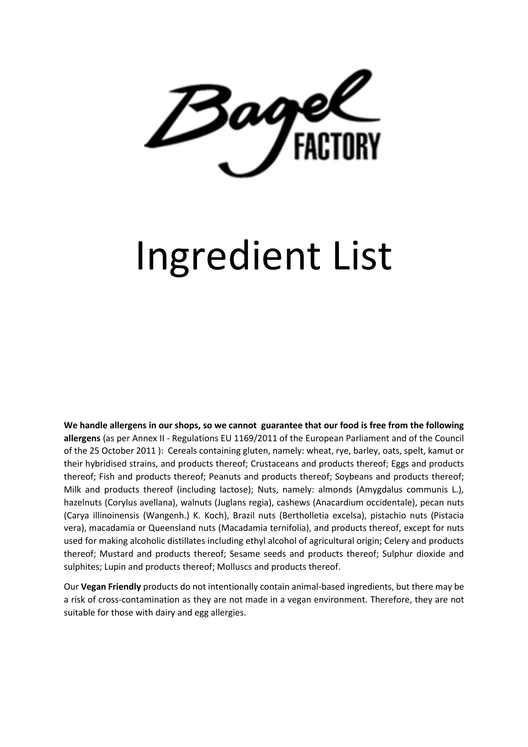Bagel FACTORY

# Ingredient List

**We handle allergens in our shops, so we cannot guarantee that our food is free from the following allergens** (as per Annex II - Regulations EU 1169/2011 of the European Parliament and of the Council of the 25 October 2011 ): Cereals containing gluten, namely: wheat, rye, barley, oats, spelt, kamut or their hybridised strains, and products thereof; Crustaceans and products thereof; Eggs and products thereof; Fish and products thereof; Peanuts and products thereof; Soybeans and products thereof; Milk and products thereof (including lactose); Nuts, namely: almonds (Amygdalus communis L.), hazelnuts (Corylus avellana), walnuts (Juglans regia), cashews (Anacardium occidentale), pecan nuts (Carya illinoinensis (Wangenh.) K. Koch), Brazil nuts (Bertholletia excelsa), pistachio nuts (Pistacia vera), macadamia or Queensland nuts (Macadamia ternifolia), and products thereof, except for nuts used for making alcoholic distillates including ethyl alcohol of agricultural origin; Celery and products thereof; Mustard and products thereof; Sesame seeds and products thereof; Sulphur dioxide and sulphites; Lupin and products thereof; Molluscs and products thereof.

Our **Vegan Friendly** products do not intentionally contain animal-based ingredients, but there may be a risk of cross-contamination as they are not made in a vegan environment. Therefore, they are not suitable for those with dairy and egg allergies.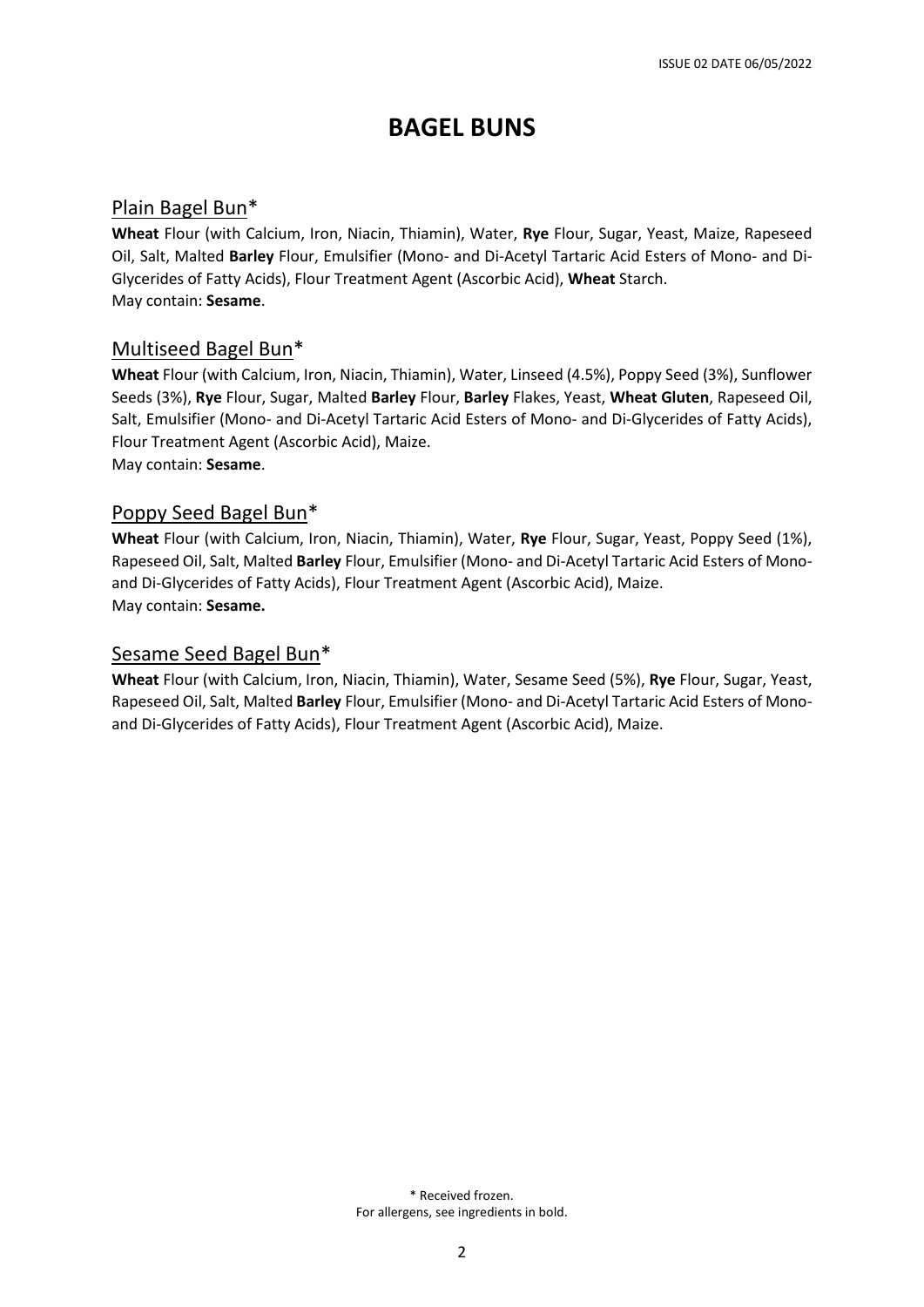# BAGEL BUNS

## Plain Bagel Bun*

**Wheat** Flour (with Calcium, Iron, Niacin, Thiamin), Water, **Rye** Flour, Sugar, Yeast, Maize, Rapeseed Oil, Salt, Malted **Barley** Flour, Emulsifier (Mono- and Di-Acetyl Tartaric Acid Esters of Mono- and Di-Glycerides of Fatty Acids), Flour Treatment Agent (Ascorbic Acid), **Wheat** Starch.
May contain: **Sesame**.

## Multiseed Bagel Bun*

**Wheat** Flour (with Calcium, Iron, Niacin, Thiamin), Water, Linseed (4.5%), Poppy Seed (3%), Sunflower Seeds (3%), **Rye** Flour, Sugar, Malted **Barley** Flour, **Barley** Flakes, Yeast, **Wheat Gluten**, Rapeseed Oil, Salt, Emulsifier (Mono- and Di-Acetyl Tartaric Acid Esters of Mono- and Di-Glycerides of Fatty Acids), Flour Treatment Agent (Ascorbic Acid), Maize.
May contain: **Sesame**.

## Poppy Seed Bagel Bun*

**Wheat** Flour (with Calcium, Iron, Niacin, Thiamin), Water, **Rye** Flour, Sugar, Yeast, Poppy Seed (1%), Rapeseed Oil, Salt, Malted **Barley** Flour, Emulsifier (Mono- and Di-Acetyl Tartaric Acid Esters of Mono- and Di-Glycerides of Fatty Acids), Flour Treatment Agent (Ascorbic Acid), Maize.
May contain: **Sesame.**

## Sesame Seed Bagel Bun*

**Wheat** Flour (with Calcium, Iron, Niacin, Thiamin), Water, Sesame Seed (5%), **Rye** Flour, Sugar, Yeast, Rapeseed Oil, Salt, Malted **Barley** Flour, Emulsifier (Mono- and Di-Acetyl Tartaric Acid Esters of Mono- and Di-Glycerides of Fatty Acids), Flour Treatment Agent (Ascorbic Acid), Maize.

\* Received frozen.
For allergens, see ingredients in bold.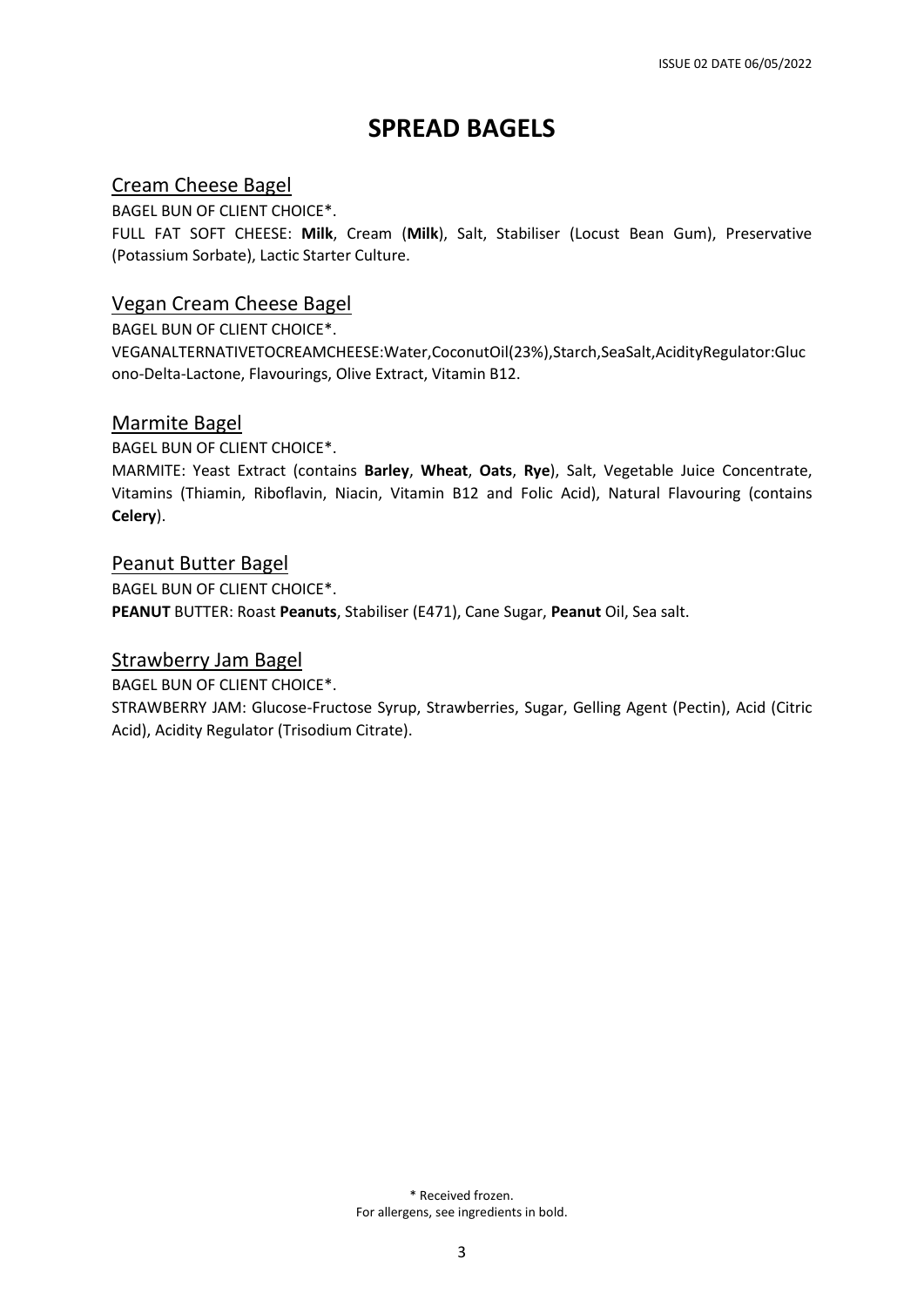# SPREAD BAGELS

## Cream Cheese Bagel

BAGEL BUN OF CLIENT CHOICE*.

FULL FAT SOFT CHEESE: **Milk**, Cream (**Milk**), Salt, Stabiliser (Locust Bean Gum), Preservative (Potassium Sorbate), Lactic Starter Culture.

## Vegan Cream Cheese Bagel

BAGEL BUN OF CLIENT CHOICE*.

VEGANALTERNATIVETOCREAMCHEESE:Water,CoconutOil(23%),Starch,SeaSalt,AcidityRegulator:Glucono-Delta-Lactone, Flavourings, Olive Extract, Vitamin B12.

## Marmite Bagel

BAGEL BUN OF CLIENT CHOICE*.

MARMITE: Yeast Extract (contains **Barley**, **Wheat**, **Oats**, **Rye**), Salt, Vegetable Juice Concentrate, Vitamins (Thiamin, Riboflavin, Niacin, Vitamin B12 and Folic Acid), Natural Flavouring (contains **Celery**).

## Peanut Butter Bagel

BAGEL BUN OF CLIENT CHOICE*.

**PEANUT** BUTTER: Roast **Peanuts**, Stabiliser (E471), Cane Sugar, **Peanut** Oil, Sea salt.

## Strawberry Jam Bagel

BAGEL BUN OF CLIENT CHOICE*.

STRAWBERRY JAM: Glucose-Fructose Syrup, Strawberries, Sugar, Gelling Agent (Pectin), Acid (Citric Acid), Acidity Regulator (Trisodium Citrate).

\* Received frozen.
For allergens, see ingredients in bold.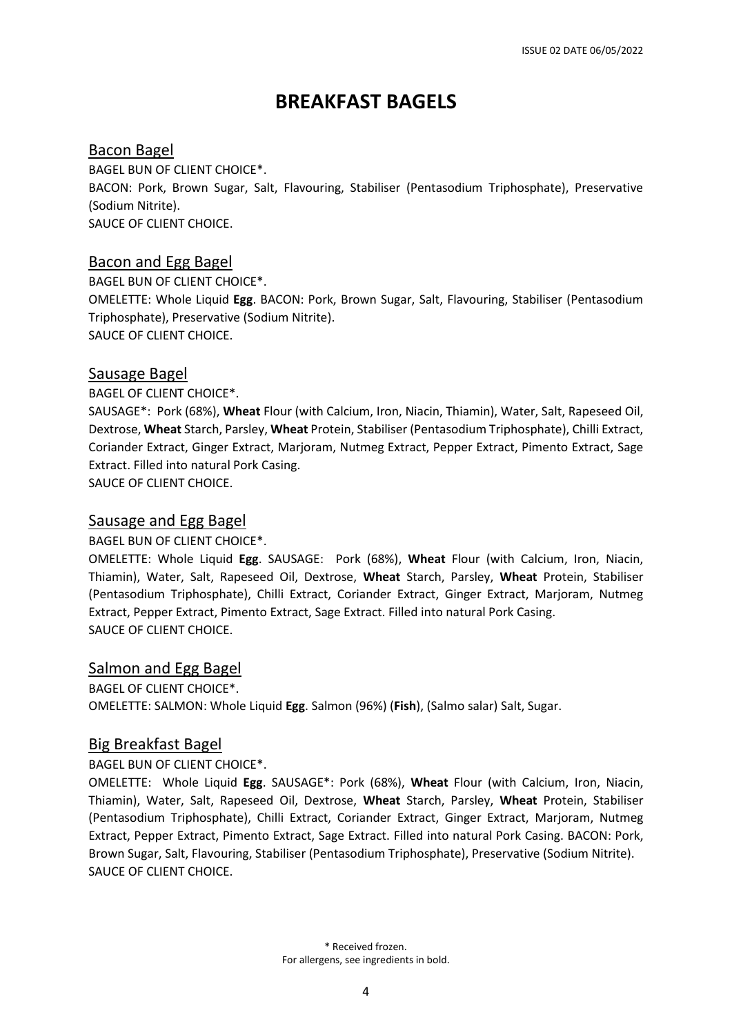# BREAKFAST BAGELS

## Bacon Bagel

BAGEL BUN OF CLIENT CHOICE*.
BACON: Pork, Brown Sugar, Salt, Flavouring, Stabiliser (Pentasodium Triphosphate), Preservative (Sodium Nitrite).
SAUCE OF CLIENT CHOICE.

## Bacon and Egg Bagel

BAGEL BUN OF CLIENT CHOICE*.
OMELETTE: Whole Liquid **Egg**. BACON: Pork, Brown Sugar, Salt, Flavouring, Stabiliser (Pentasodium Triphosphate), Preservative (Sodium Nitrite).
SAUCE OF CLIENT CHOICE.

## Sausage Bagel

BAGEL OF CLIENT CHOICE*.
SAUSAGE*: Pork (68%), **Wheat** Flour (with Calcium, Iron, Niacin, Thiamin), Water, Salt, Rapeseed Oil, Dextrose, **Wheat** Starch, Parsley, **Wheat** Protein, Stabiliser (Pentasodium Triphosphate), Chilli Extract, Coriander Extract, Ginger Extract, Marjoram, Nutmeg Extract, Pepper Extract, Pimento Extract, Sage Extract. Filled into natural Pork Casing.
SAUCE OF CLIENT CHOICE.

## Sausage and Egg Bagel

BAGEL BUN OF CLIENT CHOICE*.
OMELETTE: Whole Liquid **Egg**. SAUSAGE: Pork (68%), **Wheat** Flour (with Calcium, Iron, Niacin, Thiamin), Water, Salt, Rapeseed Oil, Dextrose, **Wheat** Starch, Parsley, **Wheat** Protein, Stabiliser (Pentasodium Triphosphate), Chilli Extract, Coriander Extract, Ginger Extract, Marjoram, Nutmeg Extract, Pepper Extract, Pimento Extract, Sage Extract. Filled into natural Pork Casing.
SAUCE OF CLIENT CHOICE.

## Salmon and Egg Bagel

BAGEL OF CLIENT CHOICE*.
OMELETTE: SALMON: Whole Liquid **Egg**. Salmon (96%) (**Fish**), (Salmo salar) Salt, Sugar.

## Big Breakfast Bagel

BAGEL BUN OF CLIENT CHOICE*.
OMELETTE: Whole Liquid **Egg**. SAUSAGE*: Pork (68%), **Wheat** Flour (with Calcium, Iron, Niacin, Thiamin), Water, Salt, Rapeseed Oil, Dextrose, **Wheat** Starch, Parsley, **Wheat** Protein, Stabiliser (Pentasodium Triphosphate), Chilli Extract, Coriander Extract, Ginger Extract, Marjoram, Nutmeg Extract, Pepper Extract, Pimento Extract, Sage Extract. Filled into natural Pork Casing. BACON: Pork, Brown Sugar, Salt, Flavouring, Stabiliser (Pentasodium Triphosphate), Preservative (Sodium Nitrite).
SAUCE OF CLIENT CHOICE.

\* Received frozen.
For allergens, see ingredients in bold.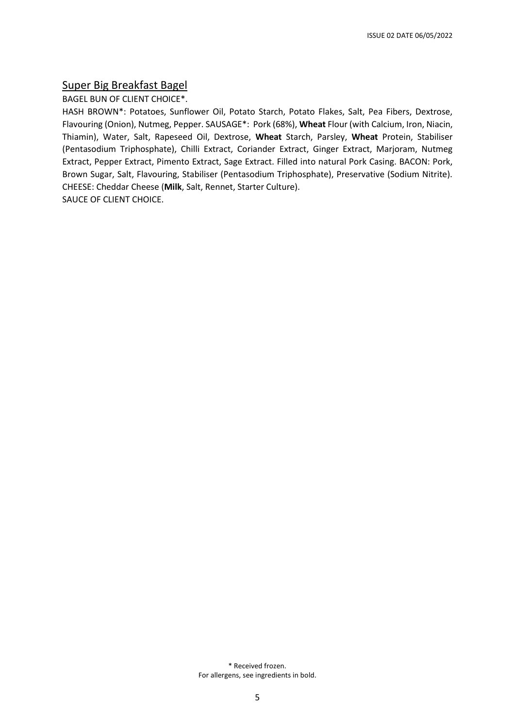## Super Big Breakfast Bagel

BAGEL BUN OF CLIENT CHOICE*.

HASH BROWN*: Potatoes, Sunflower Oil, Potato Starch, Potato Flakes, Salt, Pea Fibers, Dextrose, Flavouring (Onion), Nutmeg, Pepper. SAUSAGE*: Pork (68%), **Wheat** Flour (with Calcium, Iron, Niacin, Thiamin), Water, Salt, Rapeseed Oil, Dextrose, **Wheat** Starch, Parsley, **Wheat** Protein, Stabiliser (Pentasodium Triphosphate), Chilli Extract, Coriander Extract, Ginger Extract, Marjoram, Nutmeg Extract, Pepper Extract, Pimento Extract, Sage Extract. Filled into natural Pork Casing. BACON: Pork, Brown Sugar, Salt, Flavouring, Stabiliser (Pentasodium Triphosphate), Preservative (Sodium Nitrite). CHEESE: Cheddar Cheese (**Milk**, Salt, Rennet, Starter Culture).

SAUCE OF CLIENT CHOICE.

\* Received frozen.
For allergens, see ingredients in bold.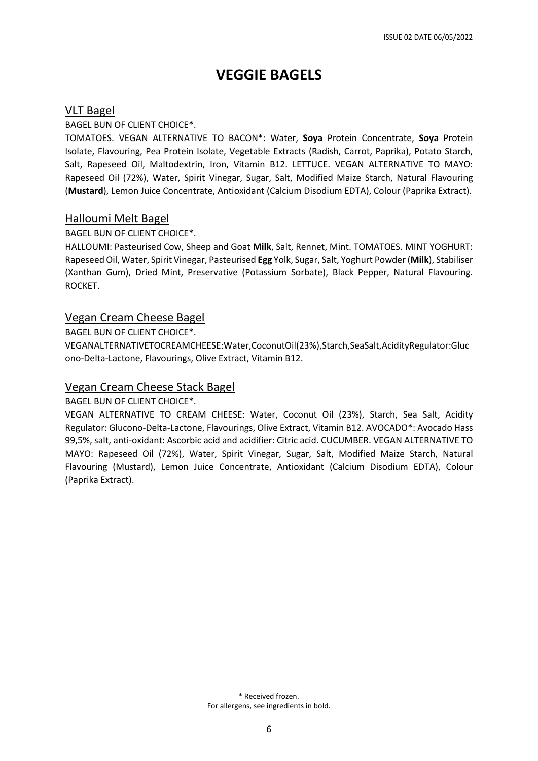# VEGGIE BAGELS

## VLT Bagel

BAGEL BUN OF CLIENT CHOICE*.

TOMATOES. VEGAN ALTERNATIVE TO BACON*: Water, **Soya** Protein Concentrate, **Soya** Protein Isolate, Flavouring, Pea Protein Isolate, Vegetable Extracts (Radish, Carrot, Paprika), Potato Starch, Salt, Rapeseed Oil, Maltodextrin, Iron, Vitamin B12. LETTUCE. VEGAN ALTERNATIVE TO MAYO: Rapeseed Oil (72%), Water, Spirit Vinegar, Sugar, Salt, Modified Maize Starch, Natural Flavouring (**Mustard**), Lemon Juice Concentrate, Antioxidant (Calcium Disodium EDTA), Colour (Paprika Extract).

## Halloumi Melt Bagel

BAGEL BUN OF CLIENT CHOICE*.

HALLOUMI: Pasteurised Cow, Sheep and Goat **Milk**, Salt, Rennet, Mint. TOMATOES. MINT YOGHURT: Rapeseed Oil, Water, Spirit Vinegar, Pasteurised **Egg** Yolk, Sugar, Salt, Yoghurt Powder (**Milk**), Stabiliser (Xanthan Gum), Dried Mint, Preservative (Potassium Sorbate), Black Pepper, Natural Flavouring. ROCKET.

## Vegan Cream Cheese Bagel

BAGEL BUN OF CLIENT CHOICE*.

VEGANALTERNATIVETOCREAMCHEESE:Water,CoconutOil(23%),Starch,SeaSalt,AcidityRegulator:Glucono-Delta-Lactone, Flavourings, Olive Extract, Vitamin B12.

## Vegan Cream Cheese Stack Bagel

BAGEL BUN OF CLIENT CHOICE*.

VEGAN ALTERNATIVE TO CREAM CHEESE: Water, Coconut Oil (23%), Starch, Sea Salt, Acidity Regulator: Glucono-Delta-Lactone, Flavourings, Olive Extract, Vitamin B12. AVOCADO*: Avocado Hass 99,5%, salt, anti-oxidant: Ascorbic acid and acidifier: Citric acid. CUCUMBER. VEGAN ALTERNATIVE TO MAYO: Rapeseed Oil (72%), Water, Spirit Vinegar, Sugar, Salt, Modified Maize Starch, Natural Flavouring (Mustard), Lemon Juice Concentrate, Antioxidant (Calcium Disodium EDTA), Colour (Paprika Extract).

\* Received frozen.
For allergens, see ingredients in bold.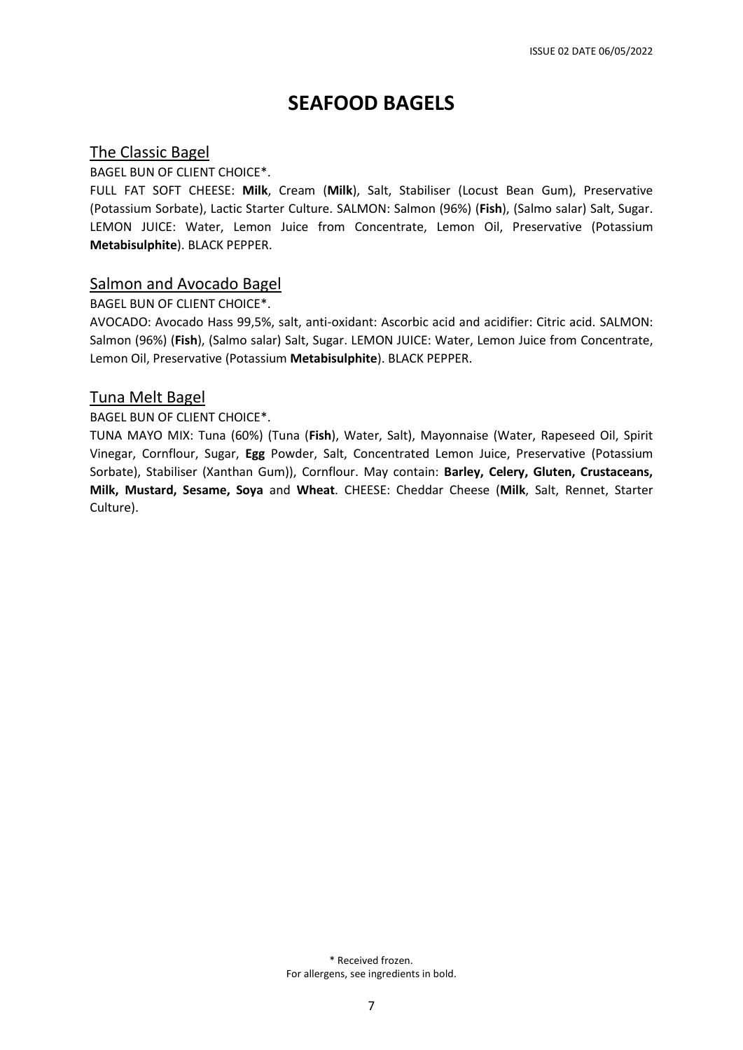# SEAFOOD BAGELS

## The Classic Bagel

BAGEL BUN OF CLIENT CHOICE*.

FULL FAT SOFT CHEESE: **Milk**, Cream (**Milk**), Salt, Stabiliser (Locust Bean Gum), Preservative (Potassium Sorbate), Lactic Starter Culture. SALMON: Salmon (96%) (**Fish**), (Salmo salar) Salt, Sugar. LEMON JUICE: Water, Lemon Juice from Concentrate, Lemon Oil, Preservative (Potassium **Metabisulphite**). BLACK PEPPER.

## Salmon and Avocado Bagel

BAGEL BUN OF CLIENT CHOICE*.

AVOCADO: Avocado Hass 99,5%, salt, anti-oxidant: Ascorbic acid and acidifier: Citric acid. SALMON: Salmon (96%) (**Fish**), (Salmo salar) Salt, Sugar. LEMON JUICE: Water, Lemon Juice from Concentrate, Lemon Oil, Preservative (Potassium **Metabisulphite**). BLACK PEPPER.

## Tuna Melt Bagel

BAGEL BUN OF CLIENT CHOICE*.

TUNA MAYO MIX: Tuna (60%) (Tuna (**Fish**), Water, Salt), Mayonnaise (Water, Rapeseed Oil, Spirit Vinegar, Cornflour, Sugar, **Egg** Powder, Salt, Concentrated Lemon Juice, Preservative (Potassium Sorbate), Stabiliser (Xanthan Gum)), Cornflour. May contain: **Barley, Celery, Gluten, Crustaceans, Milk, Mustard, Sesame, Soya** and **Wheat**. CHEESE: Cheddar Cheese (**Milk**, Salt, Rennet, Starter Culture).

* Received frozen.
For allergens, see ingredients in bold.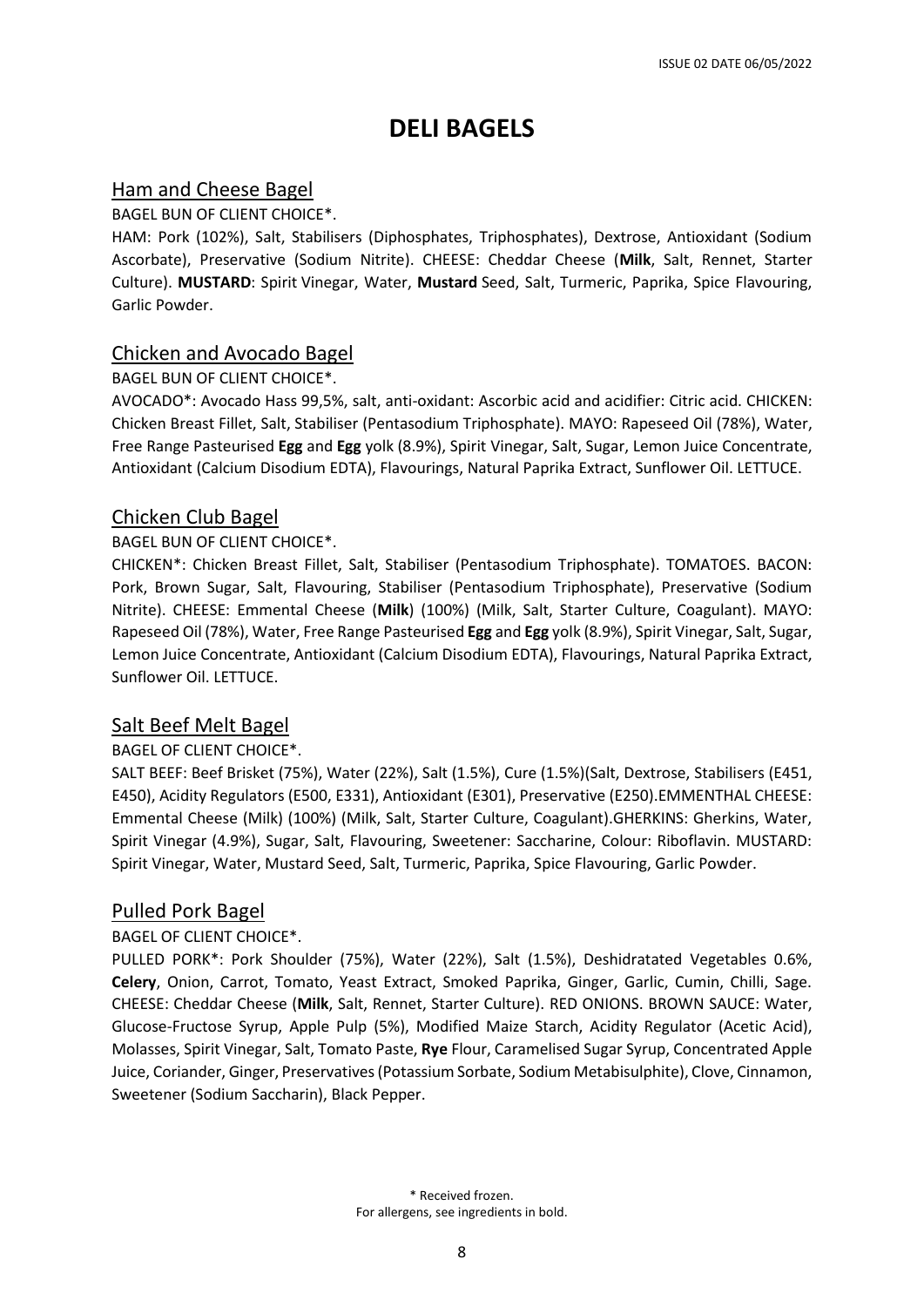# DELI BAGELS

## Ham and Cheese Bagel

BAGEL BUN OF CLIENT CHOICE*.

HAM: Pork (102%), Salt, Stabilisers (Diphosphates, Triphosphates), Dextrose, Antioxidant (Sodium Ascorbate), Preservative (Sodium Nitrite). CHEESE: Cheddar Cheese (**Milk**, Salt, Rennet, Starter Culture). **MUSTARD**: Spirit Vinegar, Water, **Mustard** Seed, Salt, Turmeric, Paprika, Spice Flavouring, Garlic Powder.

## Chicken and Avocado Bagel

BAGEL BUN OF CLIENT CHOICE*.

AVOCADO*: Avocado Hass 99,5%, salt, anti-oxidant: Ascorbic acid and acidifier: Citric acid. CHICKEN: Chicken Breast Fillet, Salt, Stabiliser (Pentasodium Triphosphate). MAYO: Rapeseed Oil (78%), Water, Free Range Pasteurised **Egg** and **Egg** yolk (8.9%), Spirit Vinegar, Salt, Sugar, Lemon Juice Concentrate, Antioxidant (Calcium Disodium EDTA), Flavourings, Natural Paprika Extract, Sunflower Oil. LETTUCE.

## Chicken Club Bagel

BAGEL BUN OF CLIENT CHOICE*.

CHICKEN*: Chicken Breast Fillet, Salt, Stabiliser (Pentasodium Triphosphate). TOMATOES. BACON: Pork, Brown Sugar, Salt, Flavouring, Stabiliser (Pentasodium Triphosphate), Preservative (Sodium Nitrite). CHEESE: Emmental Cheese (**Milk**) (100%) (Milk, Salt, Starter Culture, Coagulant). MAYO: Rapeseed Oil (78%), Water, Free Range Pasteurised **Egg** and **Egg** yolk (8.9%), Spirit Vinegar, Salt, Sugar, Lemon Juice Concentrate, Antioxidant (Calcium Disodium EDTA), Flavourings, Natural Paprika Extract, Sunflower Oil. LETTUCE.

## Salt Beef Melt Bagel

BAGEL OF CLIENT CHOICE*.

SALT BEEF: Beef Brisket (75%), Water (22%), Salt (1.5%), Cure (1.5%)(Salt, Dextrose, Stabilisers (E451, E450), Acidity Regulators (E500, E331), Antioxidant (E301), Preservative (E250).EMMENTHAL CHEESE: Emmental Cheese (Milk) (100%) (Milk, Salt, Starter Culture, Coagulant).GHERKINS: Gherkins, Water, Spirit Vinegar (4.9%), Sugar, Salt, Flavouring, Sweetener: Saccharine, Colour: Riboflavin. MUSTARD: Spirit Vinegar, Water, Mustard Seed, Salt, Turmeric, Paprika, Spice Flavouring, Garlic Powder.

## Pulled Pork Bagel

BAGEL OF CLIENT CHOICE*.

PULLED PORK*: Pork Shoulder (75%), Water (22%), Salt (1.5%), Deshidratated Vegetables 0.6%, **Celery**, Onion, Carrot, Tomato, Yeast Extract, Smoked Paprika, Ginger, Garlic, Cumin, Chilli, Sage. CHEESE: Cheddar Cheese (**Milk**, Salt, Rennet, Starter Culture). RED ONIONS. BROWN SAUCE: Water, Glucose-Fructose Syrup, Apple Pulp (5%), Modified Maize Starch, Acidity Regulator (Acetic Acid), Molasses, Spirit Vinegar, Salt, Tomato Paste, **Rye** Flour, Caramelised Sugar Syrup, Concentrated Apple Juice, Coriander, Ginger, Preservatives (Potassium Sorbate, Sodium Metabisulphite), Clove, Cinnamon, Sweetener (Sodium Saccharin), Black Pepper.

\* Received frozen.
For allergens, see ingredients in bold.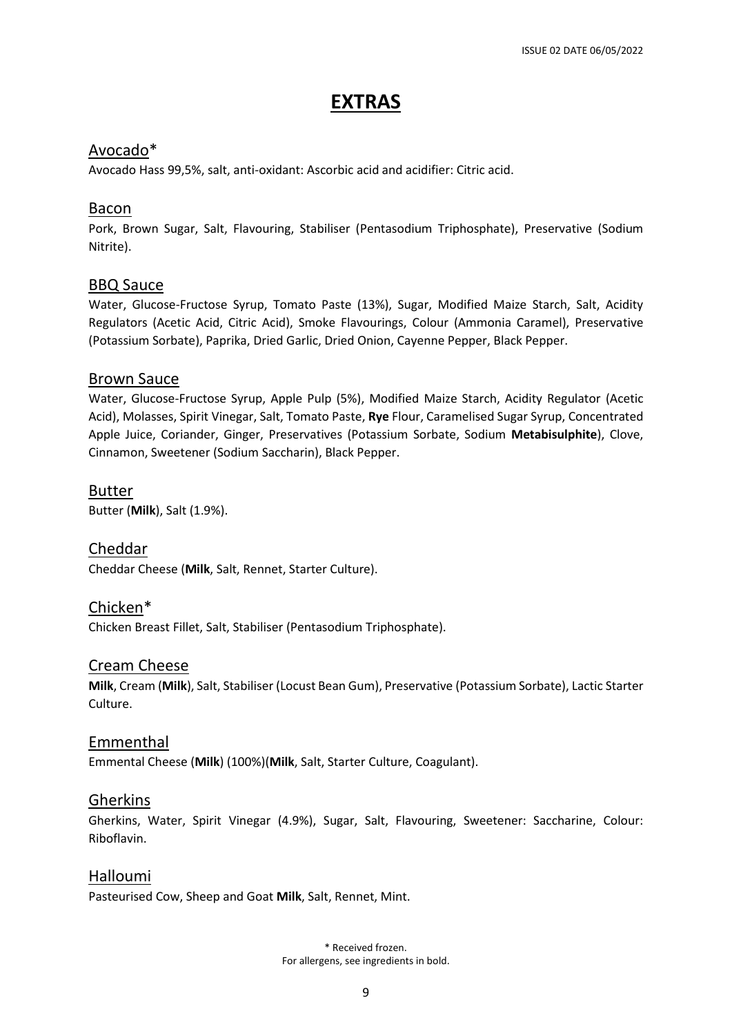# EXTRAS

## Avocado*

Avocado Hass 99,5%, salt, anti-oxidant: Ascorbic acid and acidifier: Citric acid.

## Bacon

Pork, Brown Sugar, Salt, Flavouring, Stabiliser (Pentasodium Triphosphate), Preservative (Sodium Nitrite).

## BBQ Sauce

Water, Glucose-Fructose Syrup, Tomato Paste (13%), Sugar, Modified Maize Starch, Salt, Acidity Regulators (Acetic Acid, Citric Acid), Smoke Flavourings, Colour (Ammonia Caramel), Preservative (Potassium Sorbate), Paprika, Dried Garlic, Dried Onion, Cayenne Pepper, Black Pepper.

## Brown Sauce

Water, Glucose-Fructose Syrup, Apple Pulp (5%), Modified Maize Starch, Acidity Regulator (Acetic Acid), Molasses, Spirit Vinegar, Salt, Tomato Paste, **Rye** Flour, Caramelised Sugar Syrup, Concentrated Apple Juice, Coriander, Ginger, Preservatives (Potassium Sorbate, Sodium **Metabisulphite**), Clove, Cinnamon, Sweetener (Sodium Saccharin), Black Pepper.

## Butter

Butter (**Milk**), Salt (1.9%).

## Cheddar

Cheddar Cheese (**Milk**, Salt, Rennet, Starter Culture).

## Chicken*

Chicken Breast Fillet, Salt, Stabiliser (Pentasodium Triphosphate).

## Cream Cheese

**Milk**, Cream (**Milk**), Salt, Stabiliser (Locust Bean Gum), Preservative (Potassium Sorbate), Lactic Starter Culture.

## Emmenthal

Emmental Cheese (**Milk**) (100%)(**Milk**, Salt, Starter Culture, Coagulant).

## Gherkins

Gherkins, Water, Spirit Vinegar (4.9%), Sugar, Salt, Flavouring, Sweetener: Saccharine, Colour: Riboflavin.

## Halloumi

Pasteurised Cow, Sheep and Goat **Milk**, Salt, Rennet, Mint.

\* Received frozen.
For allergens, see ingredients in bold.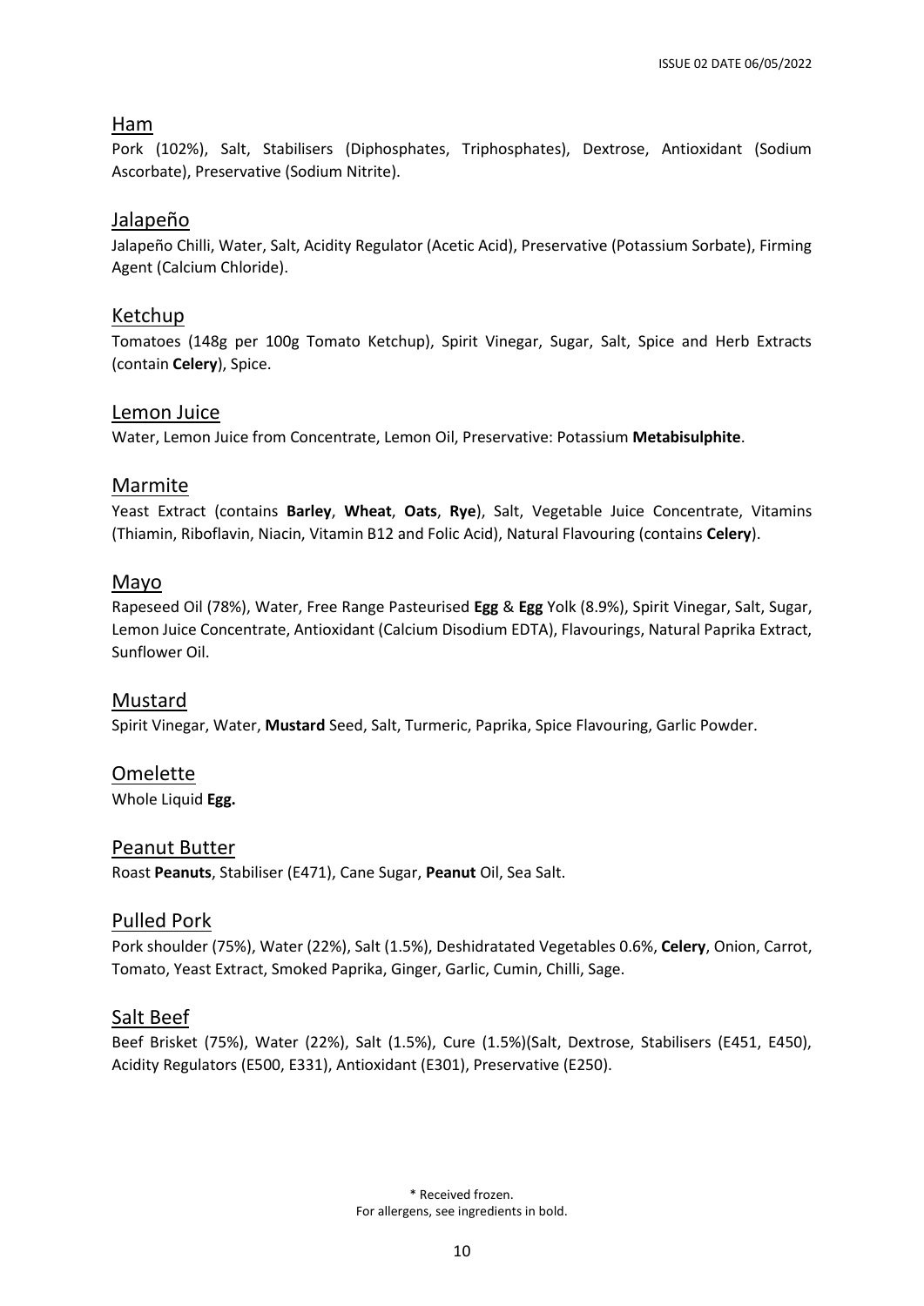## Ham

Pork (102%), Salt, Stabilisers (Diphosphates, Triphosphates), Dextrose, Antioxidant (Sodium Ascorbate), Preservative (Sodium Nitrite).

## Jalapeño

Jalapeño Chilli, Water, Salt, Acidity Regulator (Acetic Acid), Preservative (Potassium Sorbate), Firming Agent (Calcium Chloride).

## Ketchup

Tomatoes (148g per 100g Tomato Ketchup), Spirit Vinegar, Sugar, Salt, Spice and Herb Extracts (contain **Celery**), Spice.

## Lemon Juice

Water, Lemon Juice from Concentrate, Lemon Oil, Preservative: Potassium **Metabisulphite**.

## Marmite

Yeast Extract (contains **Barley**, **Wheat**, **Oats**, **Rye**), Salt, Vegetable Juice Concentrate, Vitamins (Thiamin, Riboflavin, Niacin, Vitamin B12 and Folic Acid), Natural Flavouring (contains **Celery**).

## Mayo

Rapeseed Oil (78%), Water, Free Range Pasteurised **Egg** & **Egg** Yolk (8.9%), Spirit Vinegar, Salt, Sugar, Lemon Juice Concentrate, Antioxidant (Calcium Disodium EDTA), Flavourings, Natural Paprika Extract, Sunflower Oil.

## Mustard

Spirit Vinegar, Water, **Mustard** Seed, Salt, Turmeric, Paprika, Spice Flavouring, Garlic Powder.

## Omelette

Whole Liquid **Egg.**

## Peanut Butter

Roast **Peanuts**, Stabiliser (E471), Cane Sugar, **Peanut** Oil, Sea Salt.

## Pulled Pork

Pork shoulder (75%), Water (22%), Salt (1.5%), Deshidratated Vegetables 0.6%, **Celery**, Onion, Carrot, Tomato, Yeast Extract, Smoked Paprika, Ginger, Garlic, Cumin, Chilli, Sage.

## Salt Beef

Beef Brisket (75%), Water (22%), Salt (1.5%), Cure (1.5%)(Salt, Dextrose, Stabilisers (E451, E450), Acidity Regulators (E500, E331), Antioxidant (E301), Preservative (E250).

\* Received frozen.
For allergens, see ingredients in bold.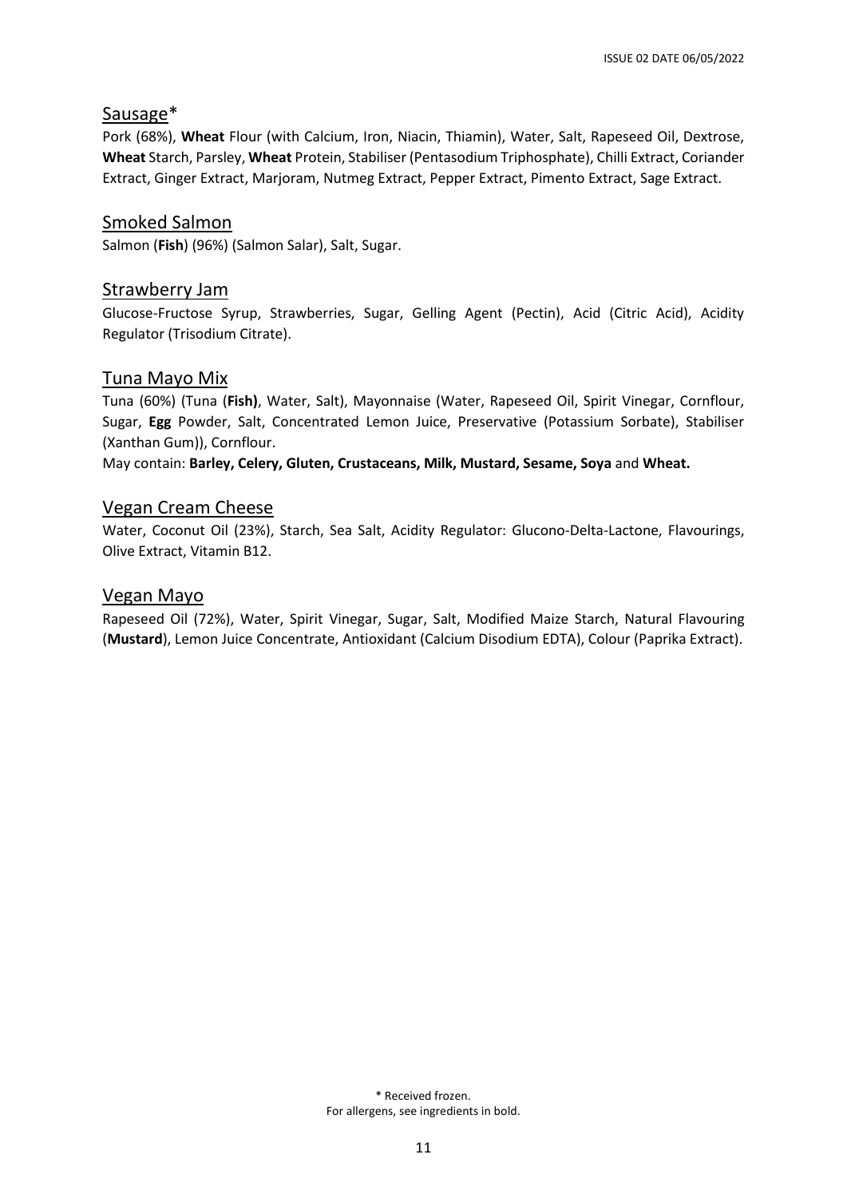## Sausage*

Pork (68%), **Wheat** Flour (with Calcium, Iron, Niacin, Thiamin), Water, Salt, Rapeseed Oil, Dextrose, **Wheat** Starch, Parsley, **Wheat** Protein, Stabiliser (Pentasodium Triphosphate), Chilli Extract, Coriander Extract, Ginger Extract, Marjoram, Nutmeg Extract, Pepper Extract, Pimento Extract, Sage Extract.

## Smoked Salmon

Salmon (**Fish**) (96%) (Salmon Salar), Salt, Sugar.

## Strawberry Jam

Glucose-Fructose Syrup, Strawberries, Sugar, Gelling Agent (Pectin), Acid (Citric Acid), Acidity Regulator (Trisodium Citrate).

## Tuna Mayo Mix

Tuna (60%) (Tuna (**Fish)**, Water, Salt), Mayonnaise (Water, Rapeseed Oil, Spirit Vinegar, Cornflour, Sugar, **Egg** Powder, Salt, Concentrated Lemon Juice, Preservative (Potassium Sorbate), Stabiliser (Xanthan Gum)), Cornflour.

May contain: **Barley, Celery, Gluten, Crustaceans, Milk, Mustard, Sesame, Soya** and **Wheat.**

## Vegan Cream Cheese

Water, Coconut Oil (23%), Starch, Sea Salt, Acidity Regulator: Glucono-Delta-Lactone, Flavourings, Olive Extract, Vitamin B12.

## Vegan Mayo

Rapeseed Oil (72%), Water, Spirit Vinegar, Sugar, Salt, Modified Maize Starch, Natural Flavouring (**Mustard**), Lemon Juice Concentrate, Antioxidant (Calcium Disodium EDTA), Colour (Paprika Extract).

\* Received frozen.
For allergens, see ingredients in bold.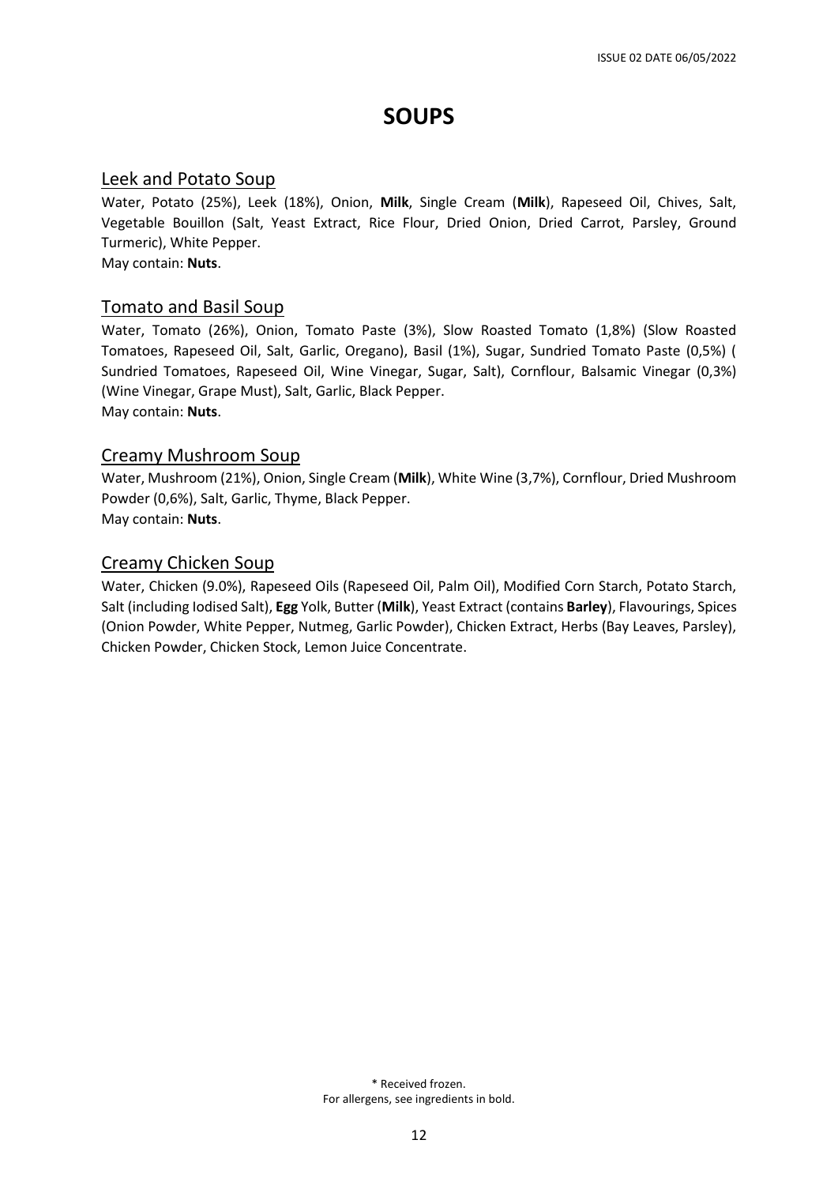# SOUPS

## Leek and Potato Soup

Water, Potato (25%), Leek (18%), Onion, **Milk**, Single Cream (**Milk**), Rapeseed Oil, Chives, Salt, Vegetable Bouillon (Salt, Yeast Extract, Rice Flour, Dried Onion, Dried Carrot, Parsley, Ground Turmeric), White Pepper.
May contain: **Nuts**.

## Tomato and Basil Soup

Water, Tomato (26%), Onion, Tomato Paste (3%), Slow Roasted Tomato (1,8%) (Slow Roasted Tomatoes, Rapeseed Oil, Salt, Garlic, Oregano), Basil (1%), Sugar, Sundried Tomato Paste (0,5%) ( Sundried Tomatoes, Rapeseed Oil, Wine Vinegar, Sugar, Salt), Cornflour, Balsamic Vinegar (0,3%) (Wine Vinegar, Grape Must), Salt, Garlic, Black Pepper.
May contain: **Nuts**.

## Creamy Mushroom Soup

Water, Mushroom (21%), Onion, Single Cream (**Milk**), White Wine (3,7%), Cornflour, Dried Mushroom Powder (0,6%), Salt, Garlic, Thyme, Black Pepper.
May contain: **Nuts**.

## Creamy Chicken Soup

Water, Chicken (9.0%), Rapeseed Oils (Rapeseed Oil, Palm Oil), Modified Corn Starch, Potato Starch, Salt (including Iodised Salt), **Egg** Yolk, Butter (**Milk**), Yeast Extract (contains **Barley**), Flavourings, Spices (Onion Powder, White Pepper, Nutmeg, Garlic Powder), Chicken Extract, Herbs (Bay Leaves, Parsley), Chicken Powder, Chicken Stock, Lemon Juice Concentrate.

\* Received frozen.
For allergens, see ingredients in bold.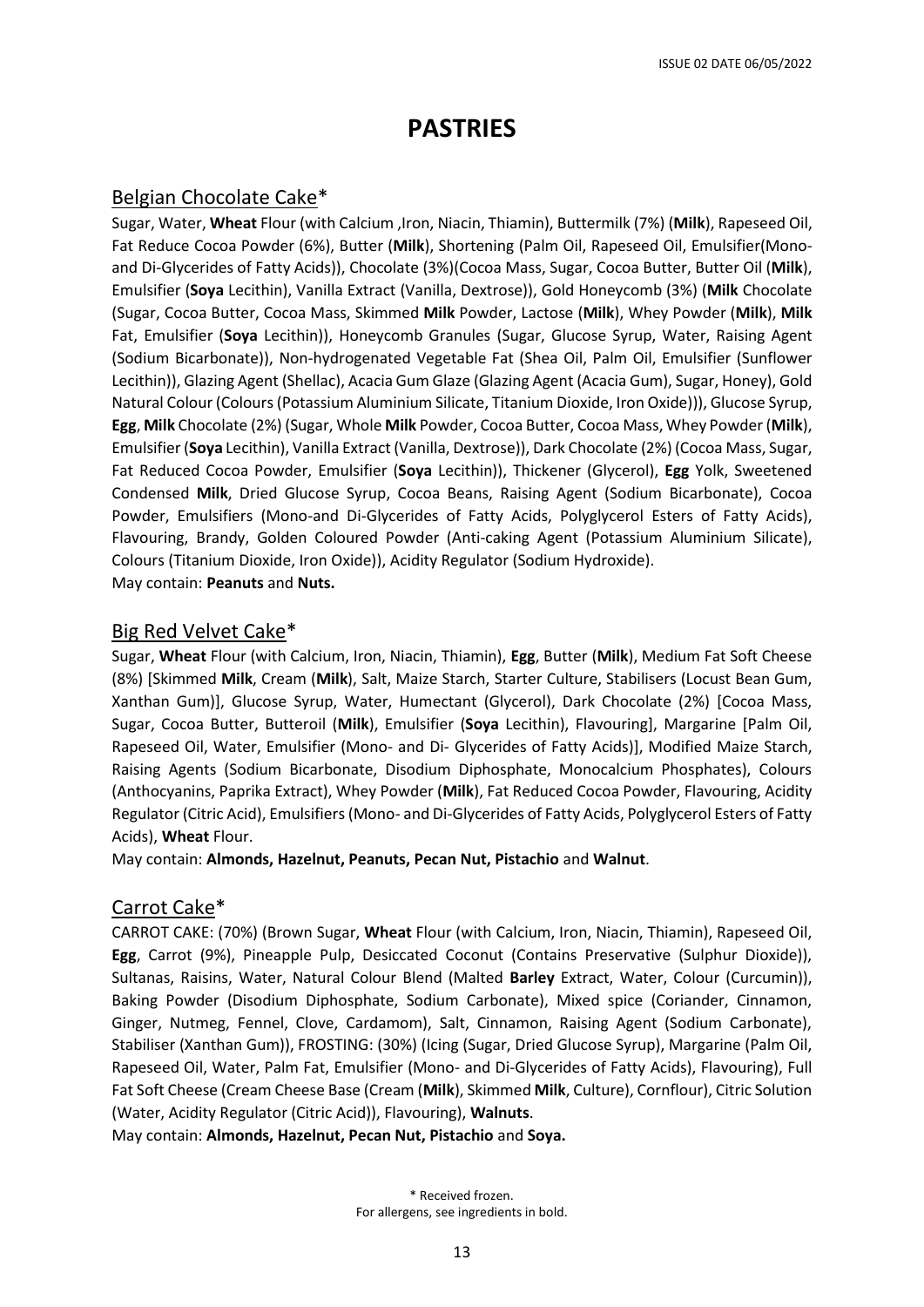# PASTRIES

## Belgian Chocolate Cake*

Sugar, Water, **Wheat** Flour (with Calcium ,Iron, Niacin, Thiamin), Buttermilk (7%) (**Milk**), Rapeseed Oil, Fat Reduce Cocoa Powder (6%), Butter (**Milk**), Shortening (Palm Oil, Rapeseed Oil, Emulsifier(Mono- and Di-Glycerides of Fatty Acids)), Chocolate (3%)(Cocoa Mass, Sugar, Cocoa Butter, Butter Oil (**Milk**), Emulsifier (**Soya** Lecithin), Vanilla Extract (Vanilla, Dextrose)), Gold Honeycomb (3%) (**Milk** Chocolate (Sugar, Cocoa Butter, Cocoa Mass, Skimmed **Milk** Powder, Lactose (**Milk**), Whey Powder (**Milk**), **Milk** Fat, Emulsifier (**Soya** Lecithin)), Honeycomb Granules (Sugar, Glucose Syrup, Water, Raising Agent (Sodium Bicarbonate)), Non-hydrogenated Vegetable Fat (Shea Oil, Palm Oil, Emulsifier (Sunflower Lecithin)), Glazing Agent (Shellac), Acacia Gum Glaze (Glazing Agent (Acacia Gum), Sugar, Honey), Gold Natural Colour (Colours (Potassium Aluminium Silicate, Titanium Dioxide, Iron Oxide))), Glucose Syrup, **Egg**, **Milk** Chocolate (2%) (Sugar, Whole **Milk** Powder, Cocoa Butter, Cocoa Mass, Whey Powder (**Milk**), Emulsifier (**Soya** Lecithin), Vanilla Extract (Vanilla, Dextrose)), Dark Chocolate (2%) (Cocoa Mass, Sugar, Fat Reduced Cocoa Powder, Emulsifier (**Soya** Lecithin)), Thickener (Glycerol), **Egg** Yolk, Sweetened Condensed **Milk**, Dried Glucose Syrup, Cocoa Beans, Raising Agent (Sodium Bicarbonate), Cocoa Powder, Emulsifiers (Mono-and Di-Glycerides of Fatty Acids, Polyglycerol Esters of Fatty Acids), Flavouring, Brandy, Golden Coloured Powder (Anti-caking Agent (Potassium Aluminium Silicate), Colours (Titanium Dioxide, Iron Oxide)), Acidity Regulator (Sodium Hydroxide).
May contain: **Peanuts** and **Nuts.**

## Big Red Velvet Cake*

Sugar, **Wheat** Flour (with Calcium, Iron, Niacin, Thiamin), **Egg**, Butter (**Milk**), Medium Fat Soft Cheese (8%) [Skimmed **Milk**, Cream (**Milk**), Salt, Maize Starch, Starter Culture, Stabilisers (Locust Bean Gum, Xanthan Gum)], Glucose Syrup, Water, Humectant (Glycerol), Dark Chocolate (2%) [Cocoa Mass, Sugar, Cocoa Butter, Butteroil (**Milk**), Emulsifier (**Soya** Lecithin), Flavouring], Margarine [Palm Oil, Rapeseed Oil, Water, Emulsifier (Mono- and Di- Glycerides of Fatty Acids)], Modified Maize Starch, Raising Agents (Sodium Bicarbonate, Disodium Diphosphate, Monocalcium Phosphates), Colours (Anthocyanins, Paprika Extract), Whey Powder (**Milk**), Fat Reduced Cocoa Powder, Flavouring, Acidity Regulator (Citric Acid), Emulsifiers (Mono- and Di-Glycerides of Fatty Acids, Polyglycerol Esters of Fatty Acids), **Wheat** Flour.
May contain: **Almonds, Hazelnut, Peanuts, Pecan Nut, Pistachio** and **Walnut**.

## Carrot Cake*

CARROT CAKE: (70%) (Brown Sugar, **Wheat** Flour (with Calcium, Iron, Niacin, Thiamin), Rapeseed Oil, **Egg**, Carrot (9%), Pineapple Pulp, Desiccated Coconut (Contains Preservative (Sulphur Dioxide)), Sultanas, Raisins, Water, Natural Colour Blend (Malted **Barley** Extract, Water, Colour (Curcumin)), Baking Powder (Disodium Diphosphate, Sodium Carbonate), Mixed spice (Coriander, Cinnamon, Ginger, Nutmeg, Fennel, Clove, Cardamom), Salt, Cinnamon, Raising Agent (Sodium Carbonate), Stabiliser (Xanthan Gum)), FROSTING: (30%) (Icing (Sugar, Dried Glucose Syrup), Margarine (Palm Oil, Rapeseed Oil, Water, Palm Fat, Emulsifier (Mono- and Di-Glycerides of Fatty Acids), Flavouring), Full Fat Soft Cheese (Cream Cheese Base (Cream (**Milk**), Skimmed **Milk**, Culture), Cornflour), Citric Solution (Water, Acidity Regulator (Citric Acid)), Flavouring), **Walnuts**.
May contain: **Almonds, Hazelnut, Pecan Nut, Pistachio** and **Soya.**

\* Received frozen.
For allergens, see ingredients in bold.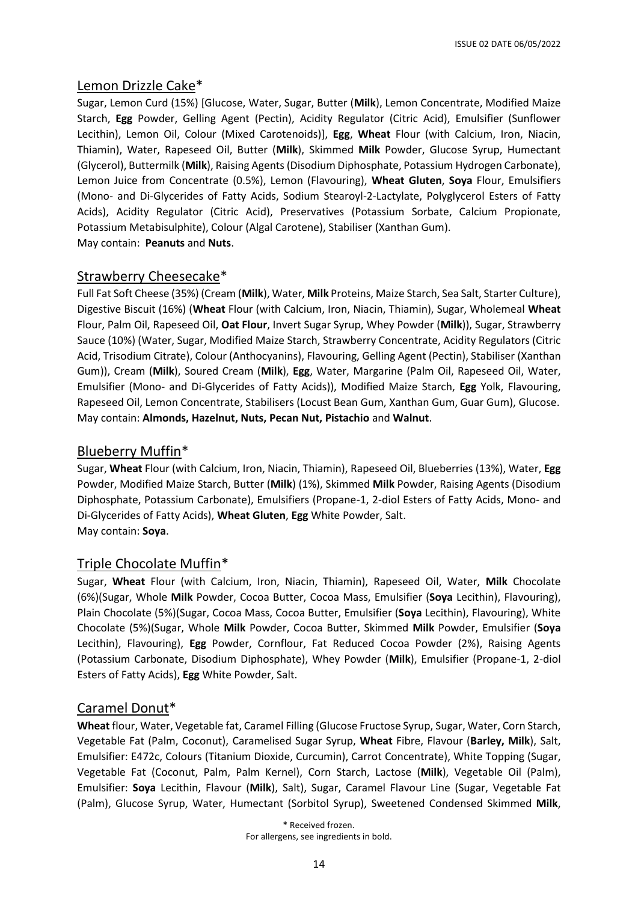## Lemon Drizzle Cake*

Sugar, Lemon Curd (15%) [Glucose, Water, Sugar, Butter (**Milk**), Lemon Concentrate, Modified Maize Starch, **Egg** Powder, Gelling Agent (Pectin), Acidity Regulator (Citric Acid), Emulsifier (Sunflower Lecithin), Lemon Oil, Colour (Mixed Carotenoids)], **Egg**, **Wheat** Flour (with Calcium, Iron, Niacin, Thiamin), Water, Rapeseed Oil, Butter (**Milk**), Skimmed **Milk** Powder, Glucose Syrup, Humectant (Glycerol), Buttermilk (**Milk**), Raising Agents (Disodium Diphosphate, Potassium Hydrogen Carbonate), Lemon Juice from Concentrate (0.5%), Lemon (Flavouring), **Wheat Gluten**, **Soya** Flour, Emulsifiers (Mono- and Di-Glycerides of Fatty Acids, Sodium Stearoyl-2-Lactylate, Polyglycerol Esters of Fatty Acids), Acidity Regulator (Citric Acid), Preservatives (Potassium Sorbate, Calcium Propionate, Potassium Metabisulphite), Colour (Algal Carotene), Stabiliser (Xanthan Gum).
May contain: **Peanuts** and **Nuts**.

## Strawberry Cheesecake*

Full Fat Soft Cheese (35%) (Cream (**Milk**), Water, **Milk** Proteins, Maize Starch, Sea Salt, Starter Culture), Digestive Biscuit (16%) (**Wheat** Flour (with Calcium, Iron, Niacin, Thiamin), Sugar, Wholemeal **Wheat** Flour, Palm Oil, Rapeseed Oil, **Oat Flour**, Invert Sugar Syrup, Whey Powder (**Milk**)), Sugar, Strawberry Sauce (10%) (Water, Sugar, Modified Maize Starch, Strawberry Concentrate, Acidity Regulators (Citric Acid, Trisodium Citrate), Colour (Anthocyanins), Flavouring, Gelling Agent (Pectin), Stabiliser (Xanthan Gum)), Cream (**Milk**), Soured Cream (**Milk**), **Egg**, Water, Margarine (Palm Oil, Rapeseed Oil, Water, Emulsifier (Mono- and Di-Glycerides of Fatty Acids)), Modified Maize Starch, **Egg** Yolk, Flavouring, Rapeseed Oil, Lemon Concentrate, Stabilisers (Locust Bean Gum, Xanthan Gum, Guar Gum), Glucose.
May contain: **Almonds, Hazelnut, Nuts, Pecan Nut, Pistachio** and **Walnut**.

## Blueberry Muffin*

Sugar, **Wheat** Flour (with Calcium, Iron, Niacin, Thiamin), Rapeseed Oil, Blueberries (13%), Water, **Egg** Powder, Modified Maize Starch, Butter (**Milk**) (1%), Skimmed **Milk** Powder, Raising Agents (Disodium Diphosphate, Potassium Carbonate), Emulsifiers (Propane-1, 2-diol Esters of Fatty Acids, Mono- and Di-Glycerides of Fatty Acids), **Wheat Gluten**, **Egg** White Powder, Salt.
May contain: **Soya**.

## Triple Chocolate Muffin*

Sugar, **Wheat** Flour (with Calcium, Iron, Niacin, Thiamin), Rapeseed Oil, Water, **Milk** Chocolate (6%)(Sugar, Whole **Milk** Powder, Cocoa Butter, Cocoa Mass, Emulsifier (**Soya** Lecithin), Flavouring), Plain Chocolate (5%)(Sugar, Cocoa Mass, Cocoa Butter, Emulsifier (**Soya** Lecithin), Flavouring), White Chocolate (5%)(Sugar, Whole **Milk** Powder, Cocoa Butter, Skimmed **Milk** Powder, Emulsifier (**Soya** Lecithin), Flavouring), **Egg** Powder, Cornflour, Fat Reduced Cocoa Powder (2%), Raising Agents (Potassium Carbonate, Disodium Diphosphate), Whey Powder (**Milk**), Emulsifier (Propane-1, 2-diol Esters of Fatty Acids), **Egg** White Powder, Salt.

## Caramel Donut*

**Wheat** flour, Water, Vegetable fat, Caramel Filling (Glucose Fructose Syrup, Sugar, Water, Corn Starch, Vegetable Fat (Palm, Coconut), Caramelised Sugar Syrup, **Wheat** Fibre, Flavour (**Barley, Milk**), Salt, Emulsifier: E472c, Colours (Titanium Dioxide, Curcumin), Carrot Concentrate), White Topping (Sugar, Vegetable Fat (Coconut, Palm, Palm Kernel), Corn Starch, Lactose (**Milk**), Vegetable Oil (Palm), Emulsifier: **Soya** Lecithin, Flavour (**Milk**), Salt), Sugar, Caramel Flavour Line (Sugar, Vegetable Fat (Palm), Glucose Syrup, Water, Humectant (Sorbitol Syrup), Sweetened Condensed Skimmed **Milk**,

\* Received frozen.
For allergens, see ingredients in bold.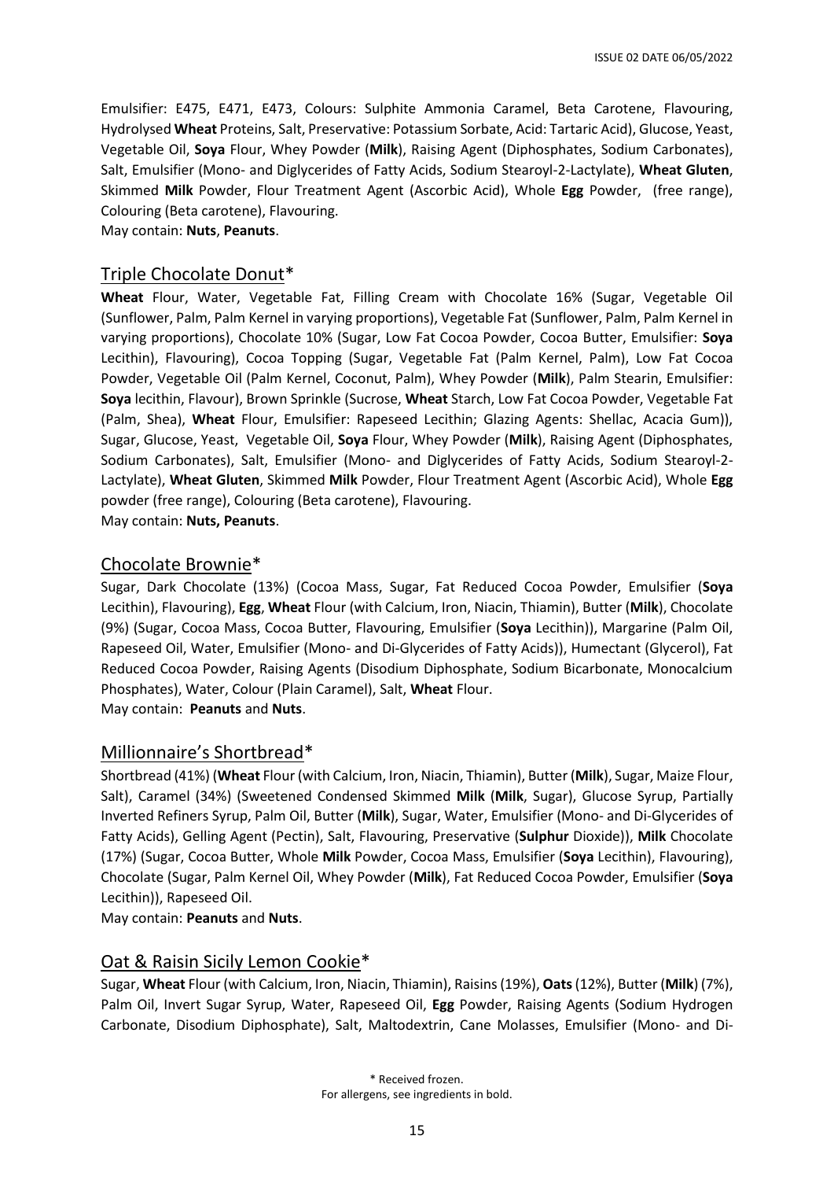Emulsifier: E475, E471, E473, Colours: Sulphite Ammonia Caramel, Beta Carotene, Flavouring, Hydrolysed **Wheat** Proteins, Salt, Preservative: Potassium Sorbate, Acid: Tartaric Acid), Glucose, Yeast, Vegetable Oil, **Soya** Flour, Whey Powder (**Milk**), Raising Agent (Diphosphates, Sodium Carbonates), Salt, Emulsifier (Mono- and Diglycerides of Fatty Acids, Sodium Stearoyl-2-Lactylate), **Wheat Gluten**, Skimmed **Milk** Powder, Flour Treatment Agent (Ascorbic Acid), Whole **Egg** Powder, (free range), Colouring (Beta carotene), Flavouring.
May contain: **Nuts**, **Peanuts**.

## Triple Chocolate Donut*

**Wheat** Flour, Water, Vegetable Fat, Filling Cream with Chocolate 16% (Sugar, Vegetable Oil (Sunflower, Palm, Palm Kernel in varying proportions), Vegetable Fat (Sunflower, Palm, Palm Kernel in varying proportions), Chocolate 10% (Sugar, Low Fat Cocoa Powder, Cocoa Butter, Emulsifier: **Soya** Lecithin), Flavouring), Cocoa Topping (Sugar, Vegetable Fat (Palm Kernel, Palm), Low Fat Cocoa Powder, Vegetable Oil (Palm Kernel, Coconut, Palm), Whey Powder (**Milk**), Palm Stearin, Emulsifier: **Soya** lecithin, Flavour), Brown Sprinkle (Sucrose, **Wheat** Starch, Low Fat Cocoa Powder, Vegetable Fat (Palm, Shea), **Wheat** Flour, Emulsifier: Rapeseed Lecithin; Glazing Agents: Shellac, Acacia Gum)), Sugar, Glucose, Yeast, Vegetable Oil, **Soya** Flour, Whey Powder (**Milk**), Raising Agent (Diphosphates, Sodium Carbonates), Salt, Emulsifier (Mono- and Diglycerides of Fatty Acids, Sodium Stearoyl-2-Lactylate), **Wheat Gluten**, Skimmed **Milk** Powder, Flour Treatment Agent (Ascorbic Acid), Whole **Egg** powder (free range), Colouring (Beta carotene), Flavouring.
May contain: **Nuts, Peanuts**.

## Chocolate Brownie*

Sugar, Dark Chocolate (13%) (Cocoa Mass, Sugar, Fat Reduced Cocoa Powder, Emulsifier (**Soya** Lecithin), Flavouring), **Egg**, **Wheat** Flour (with Calcium, Iron, Niacin, Thiamin), Butter (**Milk**), Chocolate (9%) (Sugar, Cocoa Mass, Cocoa Butter, Flavouring, Emulsifier (**Soya** Lecithin)), Margarine (Palm Oil, Rapeseed Oil, Water, Emulsifier (Mono- and Di-Glycerides of Fatty Acids)), Humectant (Glycerol), Fat Reduced Cocoa Powder, Raising Agents (Disodium Diphosphate, Sodium Bicarbonate, Monocalcium Phosphates), Water, Colour (Plain Caramel), Salt, **Wheat** Flour.
May contain: **Peanuts** and **Nuts**.

## Millionnaire's Shortbread*

Shortbread (41%) (**Wheat** Flour (with Calcium, Iron, Niacin, Thiamin), Butter (**Milk**), Sugar, Maize Flour, Salt), Caramel (34%) (Sweetened Condensed Skimmed **Milk** (**Milk**, Sugar), Glucose Syrup, Partially Inverted Refiners Syrup, Palm Oil, Butter (**Milk**), Sugar, Water, Emulsifier (Mono- and Di-Glycerides of Fatty Acids), Gelling Agent (Pectin), Salt, Flavouring, Preservative (**Sulphur** Dioxide)), **Milk** Chocolate (17%) (Sugar, Cocoa Butter, Whole **Milk** Powder, Cocoa Mass, Emulsifier (**Soya** Lecithin), Flavouring), Chocolate (Sugar, Palm Kernel Oil, Whey Powder (**Milk**), Fat Reduced Cocoa Powder, Emulsifier (**Soya** Lecithin)), Rapeseed Oil.
May contain: **Peanuts** and **Nuts**.

## Oat & Raisin Sicily Lemon Cookie*

Sugar, **Wheat** Flour (with Calcium, Iron, Niacin, Thiamin), Raisins (19%), **Oats** (12%), Butter (**Milk**) (7%), Palm Oil, Invert Sugar Syrup, Water, Rapeseed Oil, **Egg** Powder, Raising Agents (Sodium Hydrogen Carbonate, Disodium Diphosphate), Salt, Maltodextrin, Cane Molasses, Emulsifier (Mono- and Di-

\* Received frozen.
For allergens, see ingredients in bold.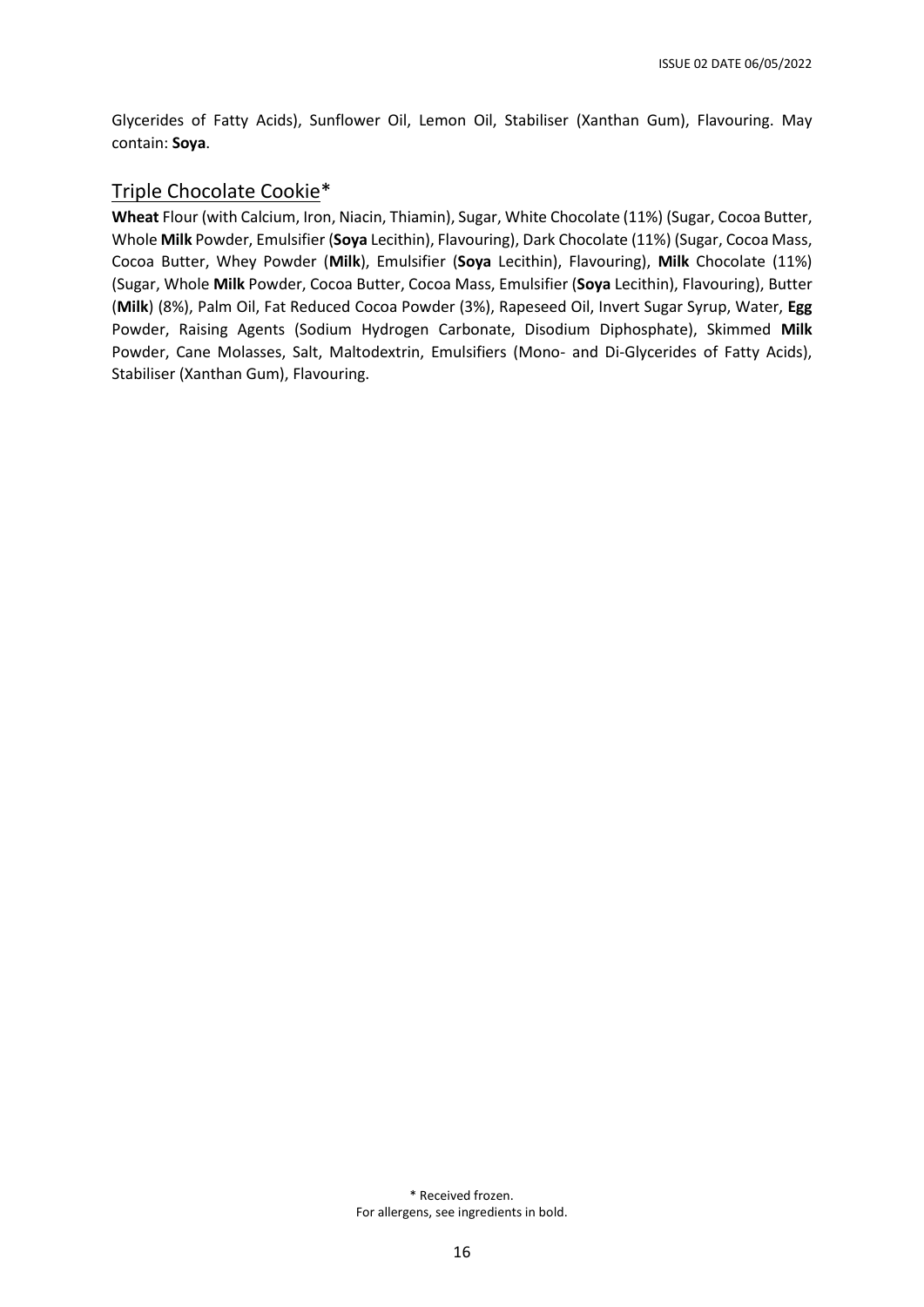Glycerides of Fatty Acids), Sunflower Oil, Lemon Oil, Stabiliser (Xanthan Gum), Flavouring. May contain: **Soya**.

## Triple Chocolate Cookie*

**Wheat** Flour (with Calcium, Iron, Niacin, Thiamin), Sugar, White Chocolate (11%) (Sugar, Cocoa Butter, Whole **Milk** Powder, Emulsifier (**Soya** Lecithin), Flavouring), Dark Chocolate (11%) (Sugar, Cocoa Mass, Cocoa Butter, Whey Powder (**Milk**), Emulsifier (**Soya** Lecithin), Flavouring), **Milk** Chocolate (11%) (Sugar, Whole **Milk** Powder, Cocoa Butter, Cocoa Mass, Emulsifier (**Soya** Lecithin), Flavouring), Butter (**Milk**) (8%), Palm Oil, Fat Reduced Cocoa Powder (3%), Rapeseed Oil, Invert Sugar Syrup, Water, **Egg** Powder, Raising Agents (Sodium Hydrogen Carbonate, Disodium Diphosphate), Skimmed **Milk** Powder, Cane Molasses, Salt, Maltodextrin, Emulsifiers (Mono- and Di-Glycerides of Fatty Acids), Stabiliser (Xanthan Gum), Flavouring.

\* Received frozen.
For allergens, see ingredients in bold.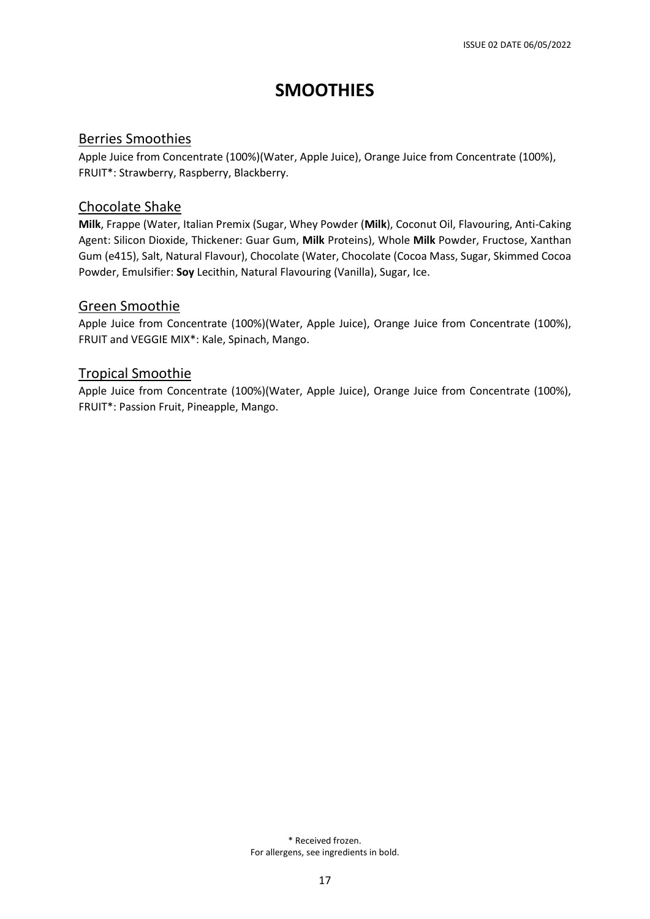# SMOOTHIES

## Berries Smoothies

Apple Juice from Concentrate (100%)(Water, Apple Juice), Orange Juice from Concentrate (100%), FRUIT*: Strawberry, Raspberry, Blackberry.

## Chocolate Shake

**Milk**, Frappe (Water, Italian Premix (Sugar, Whey Powder (**Milk**), Coconut Oil, Flavouring, Anti-Caking Agent: Silicon Dioxide, Thickener: Guar Gum, **Milk** Proteins), Whole **Milk** Powder, Fructose, Xanthan Gum (e415), Salt, Natural Flavour), Chocolate (Water, Chocolate (Cocoa Mass, Sugar, Skimmed Cocoa Powder, Emulsifier: **Soy** Lecithin, Natural Flavouring (Vanilla), Sugar, Ice.

## Green Smoothie

Apple Juice from Concentrate (100%)(Water, Apple Juice), Orange Juice from Concentrate (100%), FRUIT and VEGGIE MIX*: Kale, Spinach, Mango.

## Tropical Smoothie

Apple Juice from Concentrate (100%)(Water, Apple Juice), Orange Juice from Concentrate (100%), FRUIT*: Passion Fruit, Pineapple, Mango.

\* Received frozen.
For allergens, see ingredients in bold.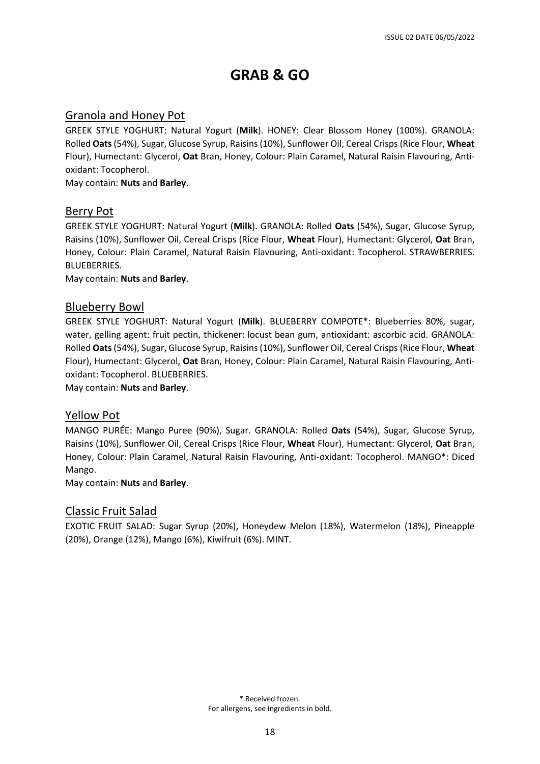# GRAB & GO

## Granola and Honey Pot

GREEK STYLE YOGHURT: Natural Yogurt (**Milk**). HONEY: Clear Blossom Honey (100%). GRANOLA: Rolled **Oats** (54%), Sugar, Glucose Syrup, Raisins (10%), Sunflower Oil, Cereal Crisps (Rice Flour, **Wheat** Flour), Humectant: Glycerol, **Oat** Bran, Honey, Colour: Plain Caramel, Natural Raisin Flavouring, Anti-oxidant: Tocopherol.

May contain: **Nuts** and **Barley**.

## Berry Pot

GREEK STYLE YOGHURT: Natural Yogurt (**Milk**). GRANOLA: Rolled **Oats** (54%), Sugar, Glucose Syrup, Raisins (10%), Sunflower Oil, Cereal Crisps (Rice Flour, **Wheat** Flour), Humectant: Glycerol, **Oat** Bran, Honey, Colour: Plain Caramel, Natural Raisin Flavouring, Anti-oxidant: Tocopherol. STRAWBERRIES. BLUEBERRIES.

May contain: **Nuts** and **Barley**.

## Blueberry Bowl

GREEK STYLE YOGHURT: Natural Yogurt (**Milk**). BLUEBERRY COMPOTE*: Blueberries 80%, sugar, water, gelling agent: fruit pectin, thickener: locust bean gum, antioxidant: ascorbic acid. GRANOLA: Rolled **Oats** (54%), Sugar, Glucose Syrup, Raisins (10%), Sunflower Oil, Cereal Crisps (Rice Flour, **Wheat** Flour), Humectant: Glycerol, **Oat** Bran, Honey, Colour: Plain Caramel, Natural Raisin Flavouring, Anti-oxidant: Tocopherol. BLUEBERRIES.

May contain: **Nuts** and **Barley**.

## Yellow Pot

MANGO PURÉE: Mango Puree (90%), Sugar. GRANOLA: Rolled **Oats** (54%), Sugar, Glucose Syrup, Raisins (10%), Sunflower Oil, Cereal Crisps (Rice Flour, **Wheat** Flour), Humectant: Glycerol, **Oat** Bran, Honey, Colour: Plain Caramel, Natural Raisin Flavouring, Anti-oxidant: Tocopherol. MANGO*: Diced Mango.

May contain: **Nuts** and **Barley**.

## Classic Fruit Salad

EXOTIC FRUIT SALAD: Sugar Syrup (20%), Honeydew Melon (18%), Watermelon (18%), Pineapple (20%), Orange (12%), Mango (6%), Kiwifruit (6%). MINT.

\* Received frozen.
For allergens, see ingredients in bold.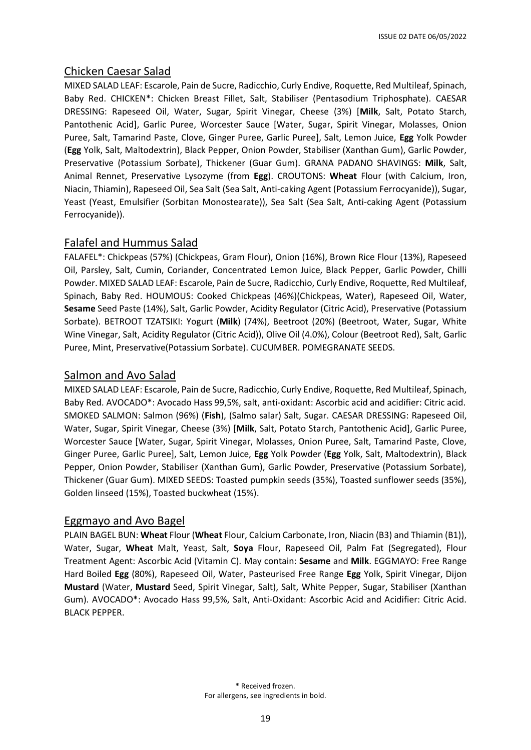## Chicken Caesar Salad

MIXED SALAD LEAF: Escarole, Pain de Sucre, Radicchio, Curly Endive, Roquette, Red Multileaf, Spinach, Baby Red. CHICKEN*: Chicken Breast Fillet, Salt, Stabiliser (Pentasodium Triphosphate). CAESAR DRESSING: Rapeseed Oil, Water, Sugar, Spirit Vinegar, Cheese (3%) [**Milk**, Salt, Potato Starch, Pantothenic Acid], Garlic Puree, Worcester Sauce [Water, Sugar, Spirit Vinegar, Molasses, Onion Puree, Salt, Tamarind Paste, Clove, Ginger Puree, Garlic Puree], Salt, Lemon Juice, **Egg** Yolk Powder (**Egg** Yolk, Salt, Maltodextrin), Black Pepper, Onion Powder, Stabiliser (Xanthan Gum), Garlic Powder, Preservative (Potassium Sorbate), Thickener (Guar Gum). GRANA PADANO SHAVINGS: **Milk**, Salt, Animal Rennet, Preservative Lysozyme (from **Egg**). CROUTONS: **Wheat** Flour (with Calcium, Iron, Niacin, Thiamin), Rapeseed Oil, Sea Salt (Sea Salt, Anti-caking Agent (Potassium Ferrocyanide)), Sugar, Yeast (Yeast, Emulsifier (Sorbitan Monostearate)), Sea Salt (Sea Salt, Anti-caking Agent (Potassium Ferrocyanide)).

## Falafel and Hummus Salad

FALAFEL*: Chickpeas (57%) (Chickpeas, Gram Flour), Onion (16%), Brown Rice Flour (13%), Rapeseed Oil, Parsley, Salt, Cumin, Coriander, Concentrated Lemon Juice, Black Pepper, Garlic Powder, Chilli Powder. MIXED SALAD LEAF: Escarole, Pain de Sucre, Radicchio, Curly Endive, Roquette, Red Multileaf, Spinach, Baby Red. HOUMOUS: Cooked Chickpeas (46%)(Chickpeas, Water), Rapeseed Oil, Water, **Sesame** Seed Paste (14%), Salt, Garlic Powder, Acidity Regulator (Citric Acid), Preservative (Potassium Sorbate). BETROOT TZATSIKI: Yogurt (**Milk**) (74%), Beetroot (20%) (Beetroot, Water, Sugar, White Wine Vinegar, Salt, Acidity Regulator (Citric Acid)), Olive Oil (4.0%), Colour (Beetroot Red), Salt, Garlic Puree, Mint, Preservative(Potassium Sorbate). CUCUMBER. POMEGRANATE SEEDS.

## Salmon and Avo Salad

MIXED SALAD LEAF: Escarole, Pain de Sucre, Radicchio, Curly Endive, Roquette, Red Multileaf, Spinach, Baby Red. AVOCADO*: Avocado Hass 99,5%, salt, anti-oxidant: Ascorbic acid and acidifier: Citric acid. SMOKED SALMON: Salmon (96%) (**Fish**), (Salmo salar) Salt, Sugar. CAESAR DRESSING: Rapeseed Oil, Water, Sugar, Spirit Vinegar, Cheese (3%) [**Milk**, Salt, Potato Starch, Pantothenic Acid], Garlic Puree, Worcester Sauce [Water, Sugar, Spirit Vinegar, Molasses, Onion Puree, Salt, Tamarind Paste, Clove, Ginger Puree, Garlic Puree], Salt, Lemon Juice, **Egg** Yolk Powder (**Egg** Yolk, Salt, Maltodextrin), Black Pepper, Onion Powder, Stabiliser (Xanthan Gum), Garlic Powder, Preservative (Potassium Sorbate), Thickener (Guar Gum). MIXED SEEDS: Toasted pumpkin seeds (35%), Toasted sunflower seeds (35%), Golden linseed (15%), Toasted buckwheat (15%).

## Eggmayo and Avo Bagel

PLAIN BAGEL BUN: **Wheat** Flour (**Wheat** Flour, Calcium Carbonate, Iron, Niacin (B3) and Thiamin (B1)), Water, Sugar, **Wheat** Malt, Yeast, Salt, **Soya** Flour, Rapeseed Oil, Palm Fat (Segregated), Flour Treatment Agent: Ascorbic Acid (Vitamin C). May contain: **Sesame** and **Milk**. EGGMAYO: Free Range Hard Boiled **Egg** (80%), Rapeseed Oil, Water, Pasteurised Free Range **Egg** Yolk, Spirit Vinegar, Dijon **Mustard** (Water, **Mustard** Seed, Spirit Vinegar, Salt), Salt, White Pepper, Sugar, Stabiliser (Xanthan Gum). AVOCADO*: Avocado Hass 99,5%, Salt, Anti-Oxidant: Ascorbic Acid and Acidifier: Citric Acid. BLACK PEPPER.

\* Received frozen.
For allergens, see ingredients in bold.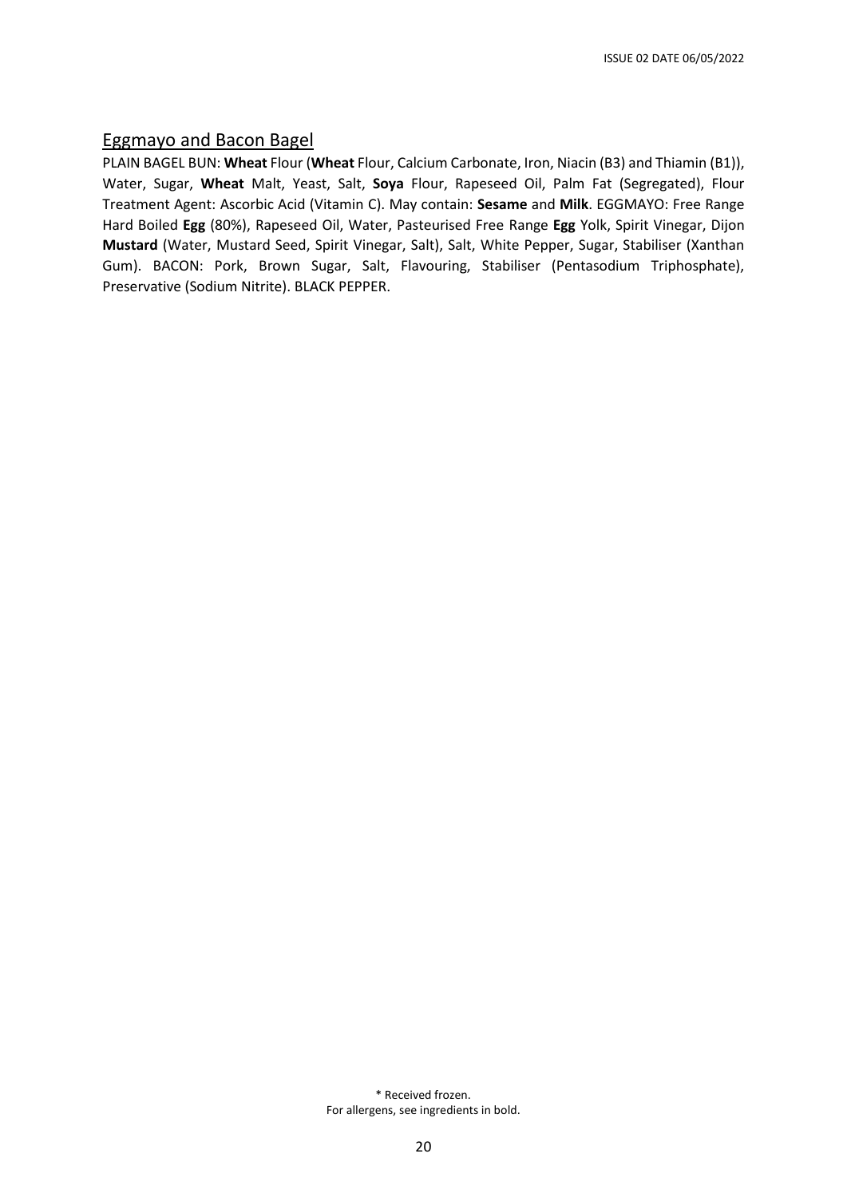## Eggmayo and Bacon Bagel

PLAIN BAGEL BUN: **Wheat** Flour (**Wheat** Flour, Calcium Carbonate, Iron, Niacin (B3) and Thiamin (B1)), Water, Sugar, **Wheat** Malt, Yeast, Salt, **Soya** Flour, Rapeseed Oil, Palm Fat (Segregated), Flour Treatment Agent: Ascorbic Acid (Vitamin C). May contain: **Sesame** and **Milk**. EGGMAYO: Free Range Hard Boiled **Egg** (80%), Rapeseed Oil, Water, Pasteurised Free Range **Egg** Yolk, Spirit Vinegar, Dijon **Mustard** (Water, Mustard Seed, Spirit Vinegar, Salt), Salt, White Pepper, Sugar, Stabiliser (Xanthan Gum). BACON: Pork, Brown Sugar, Salt, Flavouring, Stabiliser (Pentasodium Triphosphate), Preservative (Sodium Nitrite). BLACK PEPPER.

\* Received frozen.
For allergens, see ingredients in bold.